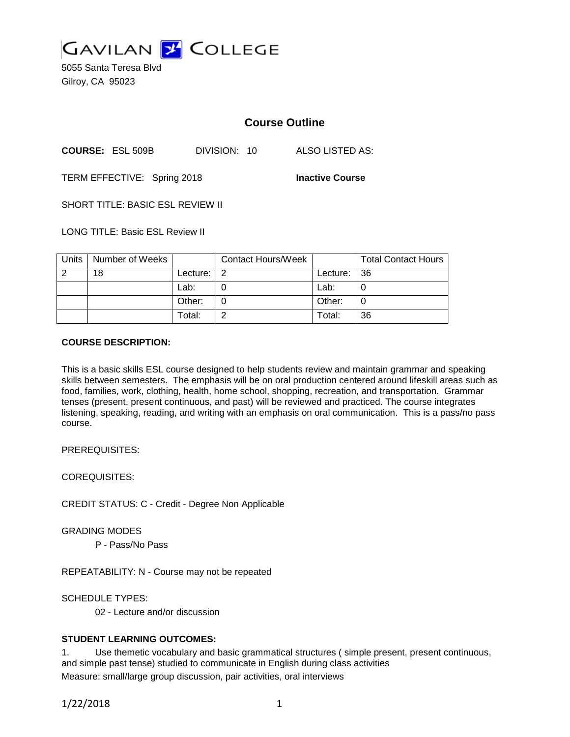GAVILAN COLLEGE

5055 Santa Teresa Blvd
Gilroy, CA 95023

## Course Outline

**COURSE:** ESL 509B DIVISION: 10 ALSO LISTED AS:

TERM EFFECTIVE: Spring 2018 **Inactive Course**

SHORT TITLE: BASIC ESL REVIEW II

LONG TITLE: Basic ESL Review II

| Units | Number of Weeks | | Contact Hours/Week | | Total Contact Hours |
|---|---|---|---|---|---|
| 2 | 18 | Lecture: | 2 | Lecture: | 36 |
| | | Lab: | 0 | Lab: | 0 |
| | | Other: | 0 | Other: | 0 |
| | | Total: | 2 | Total: | 36 |

**COURSE DESCRIPTION:**

This is a basic skills ESL course designed to help students review and maintain grammar and speaking skills between semesters. The emphasis will be on oral production centered around lifeskill areas such as food, families, work, clothing, health, home school, shopping, recreation, and transportation. Grammar tenses (present, present continuous, and past) will be reviewed and practiced. The course integrates listening, speaking, reading, and writing with an emphasis on oral communication. This is a pass/no pass course.

PREREQUISITES:

COREQUISITES:

CREDIT STATUS: C - Credit - Degree Non Applicable

GRADING MODES

P - Pass/No Pass

REPEATABILITY: N - Course may not be repeated

SCHEDULE TYPES:

02 - Lecture and/or discussion

**STUDENT LEARNING OUTCOMES:**

1. Use themetic vocabulary and basic grammatical structures ( simple present, present continuous, and simple past tense) studied to communicate in English during class activities

Measure: small/large group discussion, pair activities, oral interviews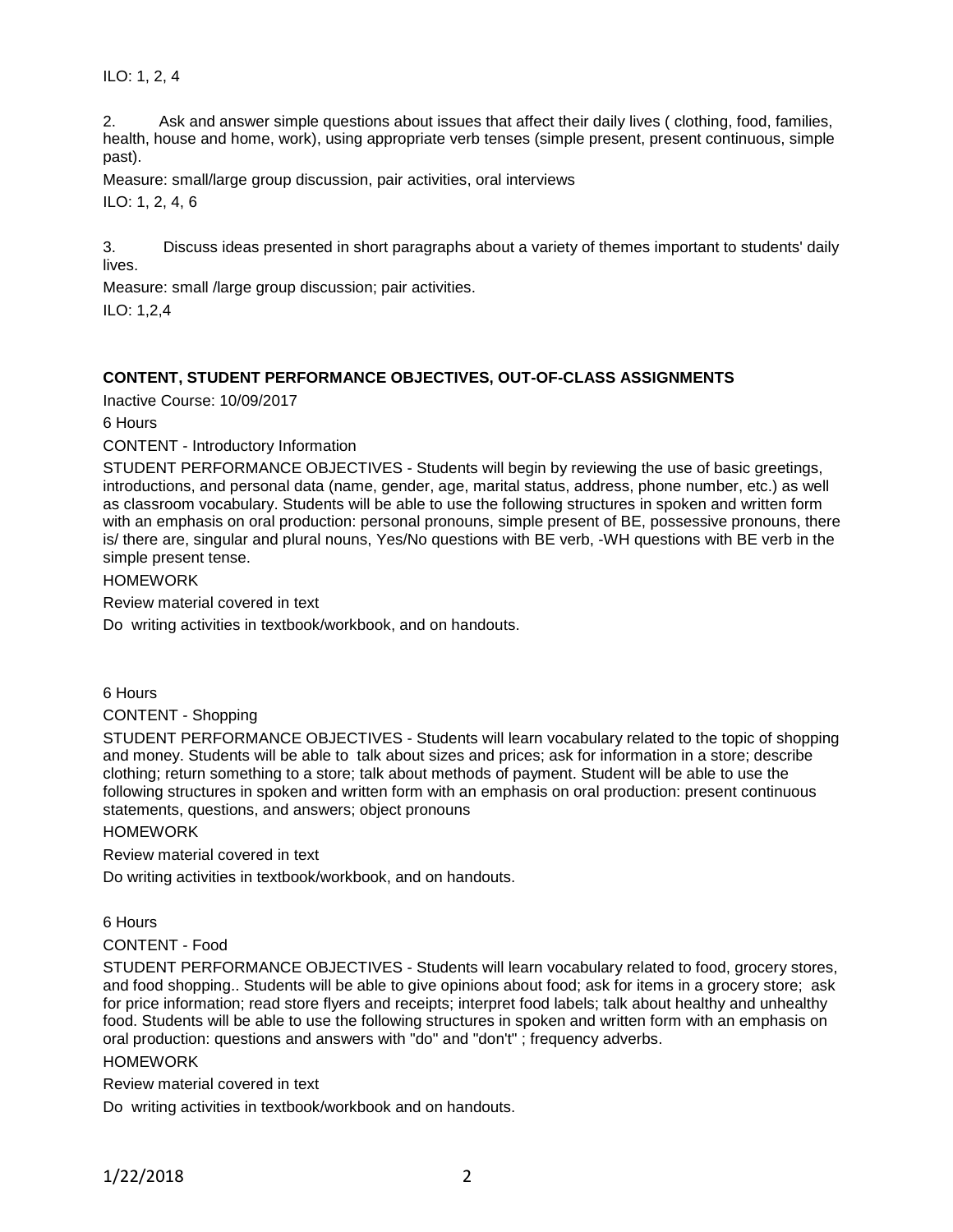ILO: 1, 2, 4

2. Ask and answer simple questions about issues that affect their daily lives ( clothing, food, families, health, house and home, work), using appropriate verb tenses (simple present, present continuous, simple past).

Measure: small/large group discussion, pair activities, oral interviews

ILO: 1, 2, 4, 6

3. Discuss ideas presented in short paragraphs about a variety of themes important to students' daily lives.

Measure: small /large group discussion; pair activities.

ILO: 1,2,4

**CONTENT, STUDENT PERFORMANCE OBJECTIVES, OUT-OF-CLASS ASSIGNMENTS**

Inactive Course: 10/09/2017

6 Hours

CONTENT - Introductory Information

STUDENT PERFORMANCE OBJECTIVES - Students will begin by reviewing the use of basic greetings, introductions, and personal data (name, gender, age, marital status, address, phone number, etc.) as well as classroom vocabulary. Students will be able to use the following structures in spoken and written form with an emphasis on oral production: personal pronouns, simple present of BE, possessive pronouns, there is/ there are, singular and plural nouns, Yes/No questions with BE verb, -WH questions with BE verb in the simple present tense.

HOMEWORK

Review material covered in text

Do writing activities in textbook/workbook, and on handouts.

6 Hours

CONTENT - Shopping

STUDENT PERFORMANCE OBJECTIVES - Students will learn vocabulary related to the topic of shopping and money. Students will be able to talk about sizes and prices; ask for information in a store; describe clothing; return something to a store; talk about methods of payment. Student will be able to use the following structures in spoken and written form with an emphasis on oral production: present continuous statements, questions, and answers; object pronouns

HOMEWORK

Review material covered in text

Do writing activities in textbook/workbook, and on handouts.

6 Hours

CONTENT - Food

STUDENT PERFORMANCE OBJECTIVES - Students will learn vocabulary related to food, grocery stores, and food shopping.. Students will be able to give opinions about food; ask for items in a grocery store; ask for price information; read store flyers and receipts; interpret food labels; talk about healthy and unhealthy food. Students will be able to use the following structures in spoken and written form with an emphasis on oral production: questions and answers with "do" and "don't" ; frequency adverbs.

HOMEWORK

Review material covered in text

Do writing activities in textbook/workbook and on handouts.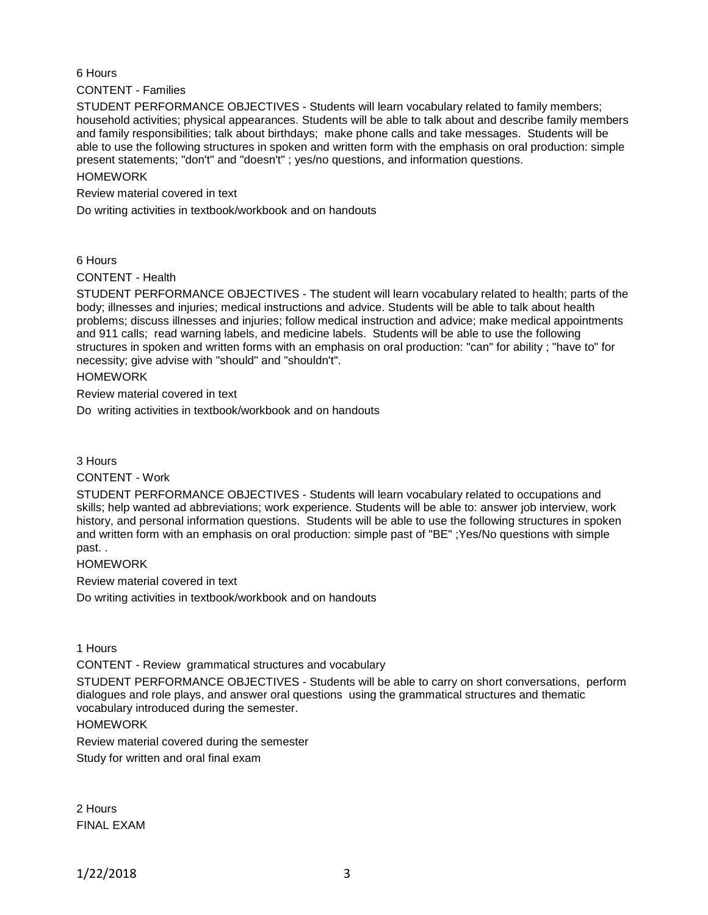6 Hours

CONTENT - Families

STUDENT PERFORMANCE OBJECTIVES - Students will learn vocabulary related to family members; household activities; physical appearances. Students will be able to talk about and describe family members and family responsibilities; talk about birthdays; make phone calls and take messages. Students will be able to use the following structures in spoken and written form with the emphasis on oral production: simple present statements; "don't" and "doesn't" ; yes/no questions, and information questions.

HOMEWORK

Review material covered in text

Do writing activities in textbook/workbook and on handouts

6 Hours

CONTENT - Health

STUDENT PERFORMANCE OBJECTIVES - The student will learn vocabulary related to health; parts of the body; illnesses and injuries; medical instructions and advice. Students will be able to talk about health problems; discuss illnesses and injuries; follow medical instruction and advice; make medical appointments and 911 calls; read warning labels, and medicine labels. Students will be able to use the following structures in spoken and written forms with an emphasis on oral production: "can" for ability ; "have to" for necessity; give advise with "should" and "shouldn't".

HOMEWORK

Review material covered in text

Do writing activities in textbook/workbook and on handouts

3 Hours

CONTENT - Work

STUDENT PERFORMANCE OBJECTIVES - Students will learn vocabulary related to occupations and skills; help wanted ad abbreviations; work experience. Students will be able to: answer job interview, work history, and personal information questions. Students will be able to use the following structures in spoken and written form with an emphasis on oral production: simple past of "BE" ;Yes/No questions with simple past. .

HOMEWORK

Review material covered in text

Do writing activities in textbook/workbook and on handouts

1 Hours

CONTENT - Review grammatical structures and vocabulary

STUDENT PERFORMANCE OBJECTIVES - Students will be able to carry on short conversations, perform dialogues and role plays, and answer oral questions using the grammatical structures and thematic vocabulary introduced during the semester.

HOMEWORK

Review material covered during the semester

Study for written and oral final exam

2 Hours

FINAL EXAM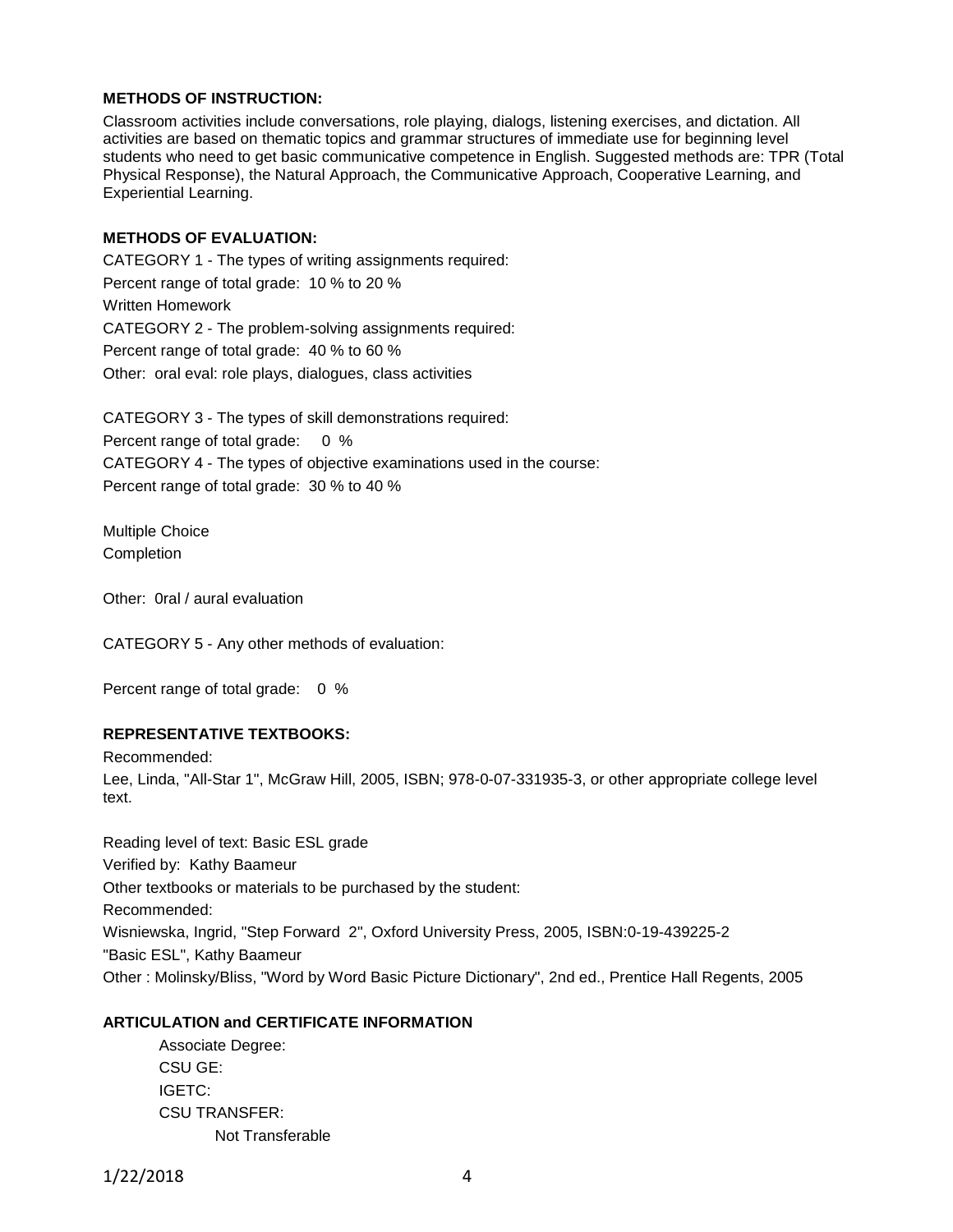**METHODS OF INSTRUCTION:**

Classroom activities include conversations, role playing, dialogs, listening exercises, and dictation. All activities are based on thematic topics and grammar structures of immediate use for beginning level students who need to get basic communicative competence in English. Suggested methods are: TPR (Total Physical Response), the Natural Approach, the Communicative Approach, Cooperative Learning, and Experiential Learning.

**METHODS OF EVALUATION:**

CATEGORY 1 - The types of writing assignments required:

Percent range of total grade: 10 % to 20 %

Written Homework

CATEGORY 2 - The problem-solving assignments required:

Percent range of total grade: 40 % to 60 %

Other: oral eval: role plays, dialogues, class activities

CATEGORY 3 - The types of skill demonstrations required:

Percent range of total grade: 0 %

CATEGORY 4 - The types of objective examinations used in the course:

Percent range of total grade: 30 % to 40 %

Multiple Choice

Completion

Other: 0ral / aural evaluation

CATEGORY 5 - Any other methods of evaluation:

Percent range of total grade: 0 %

**REPRESENTATIVE TEXTBOOKS:**

Recommended:

Lee, Linda, "All-Star 1", McGraw Hill, 2005, ISBN; 978-0-07-331935-3, or other appropriate college level text.

Reading level of text: Basic ESL grade

Verified by: Kathy Baameur

Other textbooks or materials to be purchased by the student:

Recommended:

Wisniewska, Ingrid, "Step Forward 2", Oxford University Press, 2005, ISBN:0-19-439225-2

"Basic ESL", Kathy Baameur

Other : Molinsky/Bliss, "Word by Word Basic Picture Dictionary", 2nd ed., Prentice Hall Regents, 2005

**ARTICULATION and CERTIFICATE INFORMATION**

Associate Degree:

CSU GE:

IGETC:

CSU TRANSFER:

Not Transferable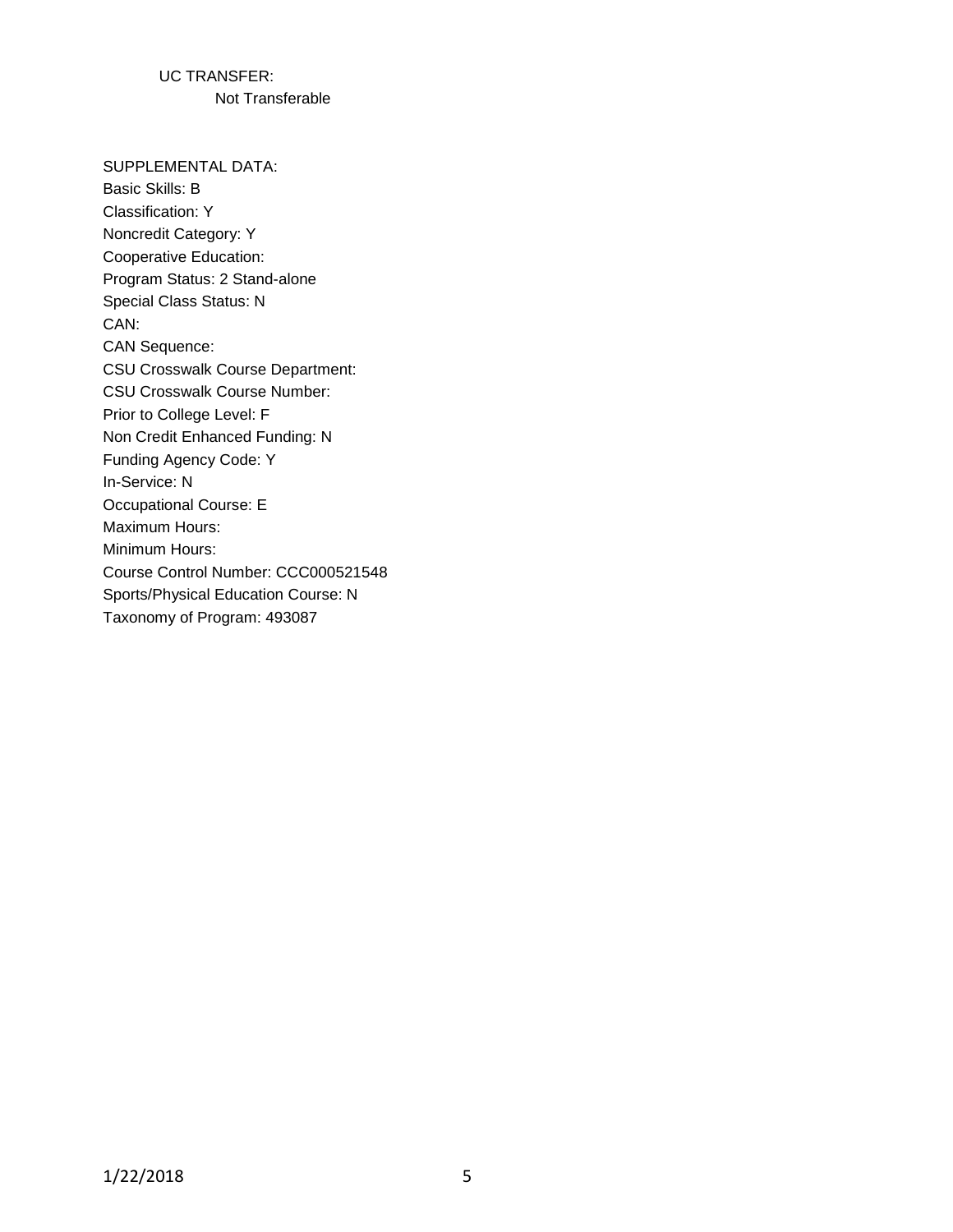UC TRANSFER:

Not Transferable

SUPPLEMENTAL DATA:
Basic Skills: B
Classification: Y
Noncredit Category: Y
Cooperative Education:
Program Status: 2 Stand-alone
Special Class Status: N
CAN:
CAN Sequence:
CSU Crosswalk Course Department:
CSU Crosswalk Course Number:
Prior to College Level: F
Non Credit Enhanced Funding: N
Funding Agency Code: Y
In-Service: N
Occupational Course: E
Maximum Hours:
Minimum Hours:
Course Control Number: CCC000521548
Sports/Physical Education Course: N
Taxonomy of Program: 493087